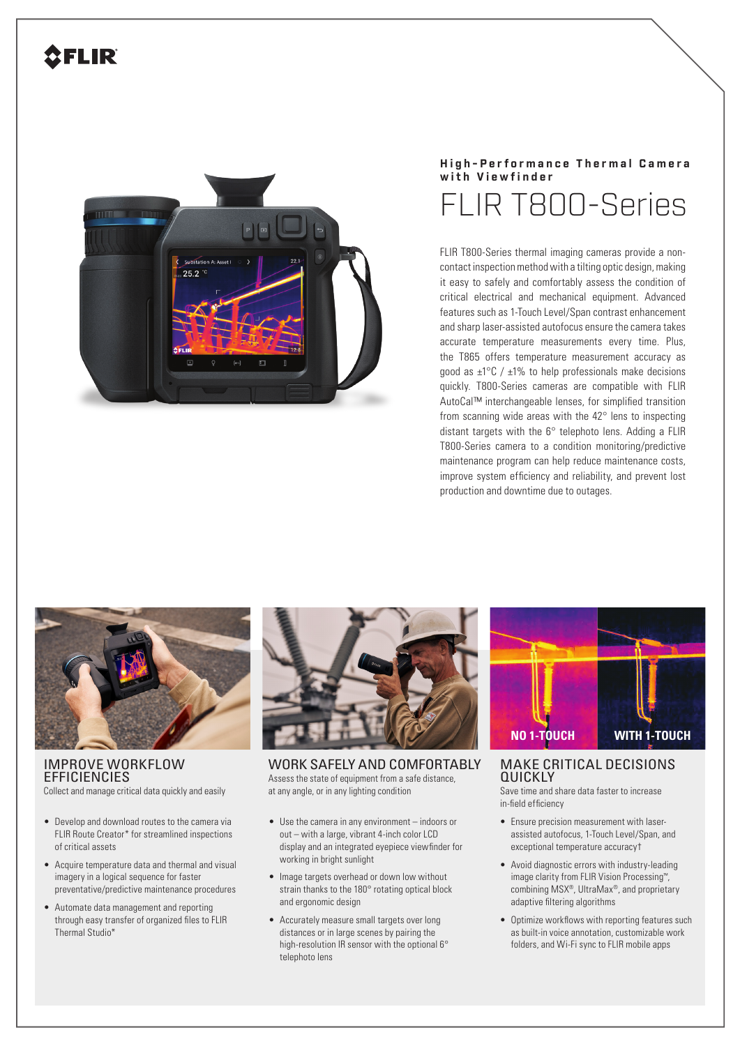**High-Performance Thermal Camera with Viewfinder**

# FLIR T800-Series

FLIR T800-Series thermal imaging cameras provide a non-contact inspection method with a tilting optic design, making it easy to safely and comfortably assess the condition of critical electrical and mechanical equipment. Advanced features such as 1-Touch Level/Span contrast enhancement and sharp laser-assisted autofocus ensure the camera takes accurate temperature measurements every time. Plus, the T865 offers temperature measurement accuracy as good as ±1°C / ±1% to help professionals make decisions quickly. T800-Series cameras are compatible with FLIR AutoCal™ interchangeable lenses, for simplified transition from scanning wide areas with the 42° lens to inspecting distant targets with the 6° telephoto lens. Adding a FLIR T800-Series camera to a condition monitoring/predictive maintenance program can help reduce maintenance costs, improve system efficiency and reliability, and prevent lost production and downtime due to outages.

## IMPROVE WORKFLOW EFFICIENCIES

Collect and manage critical data quickly and easily

- Develop and download routes to the camera via FLIR Route Creator* for streamlined inspections of critical assets
- Acquire temperature data and thermal and visual imagery in a logical sequence for faster preventative/predictive maintenance procedures
- Automate data management and reporting through easy transfer of organized files to FLIR Thermal Studio*

## WORK SAFELY AND COMFORTABLY

Assess the state of equipment from a safe distance, at any angle, or in any lighting condition

- Use the camera in any environment – indoors or out – with a large, vibrant 4-inch color LCD display and an integrated eyepiece viewfinder for working in bright sunlight
- Image targets overhead or down low without strain thanks to the 180° rotating optical block and ergonomic design
- Accurately measure small targets over long distances or in large scenes by pairing the high-resolution IR sensor with the optional 6° telephoto lens

## MAKE CRITICAL DECISIONS QUICKLY

Save time and share data faster to increase in-field efficiency

- Ensure precision measurement with laser-assisted autofocus, 1-Touch Level/Span, and exceptional temperature accuracy†
- Avoid diagnostic errors with industry-leading image clarity from FLIR Vision Processing™, combining MSX®, UltraMax®, and proprietary adaptive filtering algorithms
- Optimize workflows with reporting features such as built-in voice annotation, customizable work folders, and Wi-Fi sync to FLIR mobile apps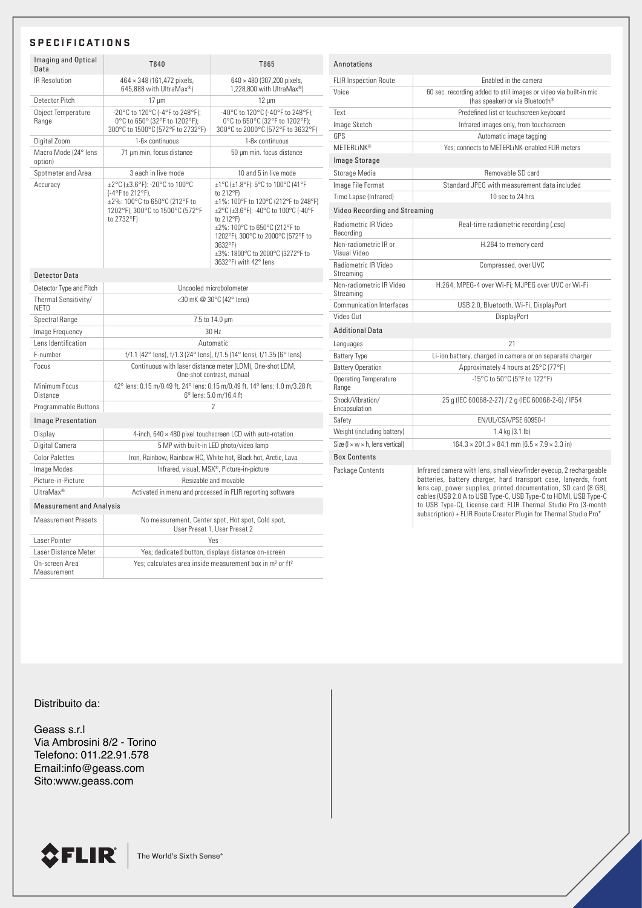## SPECIFICATIONS

| Imaging and Optical Data | T840 | T865 |
|---|---|---|
| IR Resolution | 464 × 348 (161,472 pixels, 645,888 with UltraMax®) | 640 × 480 (307,200 pixels, 1,228,800 with UltraMax®) |
| Detector Pitch | 17 µm | 12 µm |
| Object Temperature Range | -20°C to 120°C (-4°F to 248°F); 0°C to 650° (32°F to 1202°F); 300°C to 1500°C (572°F to 2732°F) | -40°C to 120°C (-40°F to 248°F); 0°C to 650°C (32°F to 1202°F); 300°C to 2000°C (572°F to 3632°F) |
| Digital Zoom | 1-6× continuous | 1-8× continuous |
| Macro Mode (24° lens option) | 71 µm min. focus distance | 50 µm min. focus distance |
| Spotmeter and Area | 3 each in live mode | 10 and 5 in live mode |
| Accuracy | ±2°C (±3.6°F): -20°C to 100°C (-4°F to 212°F), ±2%: 100°C to 650°C (212°F to 1202°F), 300°C to 1500°C (572°F to 2732°F) | ±1°C (±1.8°F): 5°C to 100°C (41°F to 212°F) ±1%: 100°F to 120°C (212°F to 248°F) ±2°C (±3.6°F): -40°C to 100°C (-40°F to 212°F) ±2%: 100°C to 650°C (212°F to 1202°F), 300°C to 2000°C (572°F to 3632°F) ±3%: 1800°C to 2000°C (3272°F to 3632°F) with 42° lens |

| Detector Data | |
|---|---|
| Detector Type and Pitch | Uncooled microbolometer |
| Thermal Sensitivity/NETD | <30 mK @ 30°C (42° lens) |
| Spectral Range | 7.5 to 14.0 µm |
| Image Frequency | 30 Hz |
| Lens Identification | Automatic |
| F-number | f/1.1 (42° lens), f/1.3 (24° lens), f/1.5 (14° lens), f/1.35 (6° lens) |
| Focus | Continuous with laser distance meter (LDM), One-shot LDM, One-shot contrast, manual |
| Minimum Focus Distance | 42° lens: 0.15 m/0.49 ft, 24° lens: 0.15 m/0.49 ft, 14° lens: 1.0 m/3.28 ft, 6° lens: 5.0 m/16.4 ft |
| Programmable Buttons | 2 |

| Image Presentation | |
|---|---|
| Display | 4-inch, 640 × 480 pixel touchscreen LCD with auto-rotation |
| Digital Camera | 5 MP with built-in LED photo/video lamp |
| Color Palettes | Iron, Rainbow, Rainbow HC, White hot, Black hot, Arctic, Lava |
| Image Modes | Infrared, visual, MSX®, Picture-in-picture |
| Picture-in-Picture | Resizable and movable |
| UltraMax® | Activated in menu and processed in FLIR reporting software |

| Measurement and Analysis | |
|---|---|
| Measurement Presets | No measurement, Center spot, Hot spot, Cold spot, User Preset 1, User Preset 2 |
| Laser Pointer | Yes |
| Laser Distance Meter | Yes; dedicated button, displays distance on-screen |
| On-screen Area Measurement | Yes; calculates area inside measurement box in m² or ft² |

| Annotations | |
|---|---|
| FLIR Inspection Route | Enabled in the camera |
| Voice | 60 sec. recording added to still images or video via built-in mic (has speaker) or via Bluetooth® |
| Text | Predefined list or touchscreen keyboard |
| Image Sketch | Infrared images only, from touchscreen |
| GPS | Automatic image tagging |
| METERLiNK® | Yes; connects to METERLiNK-enabled FLIR meters |

| Image Storage | |
|---|---|
| Storage Media | Removable SD card |
| Image File Format | Standard JPEG with measurement data included |
| Time Lapse (Infrared) | 10 sec to 24 hrs |

| Video Recording and Streaming | |
|---|---|
| Radiometric IR Video Recording | Real-time radiometric recording (.csq) |
| Non-radiometric IR or Visual Video | H.264 to memory card |
| Radiometric IR Video Streaming | Compressed, over UVC |
| Non-radiometric IR Video Streaming | H.264, MPEG-4 over Wi-Fi; MJPEG over UVC or Wi-Fi |
| Communication Interfaces | USB 2.0, Bluetooth, Wi-Fi, DisplayPort |
| Video Out | DisplayPort |

| Additional Data | |
|---|---|
| Languages | 21 |
| Battery Type | Li-ion battery, charged in camera or on separate charger |
| Battery Operation | Approximately 4 hours at 25°C (77°F) |
| Operating Temperature Range | -15°C to 50°C (5°F to 122°F) |
| Shock/Vibration/Encapsulation | 25 g (IEC 60068-2-27) / 2 g (IEC 60068-2-6) / IP54 |
| Safety | EN/UL/CSA/PSE 60950-1 |
| Weight (including battery) | 1.4 kg (3.1 lb) |
| Size (l × w × h, lens vertical) | 164.3 × 201.3 × 84.1 mm (6.5 × 7.9 × 3.3 in) |

| Box Contents | |
|---|---|
| Package Contents | Infrared camera with lens, small viewfinder eyecup, 2 rechargeable batteries, battery charger, hard transport case, lanyards, front lens cap, power supplies, printed documentation, SD card (8 GB), cables (USB 2.0 A to USB Type-C, USB Type-C to HDMI, USB Type-C to USB Type-C), License card: FLIR Thermal Studio Pro (3-month subscription) + FLIR Route Creator Plugin for Thermal Studio Pro* |

Distribuito da:

Geass s.r.l
Via Ambrosini 8/2 - Torino
Telefono: 011.22.91.578
Email:info@geass.com
Sito:www.geass.com

FLIR | The World's Sixth Sense®